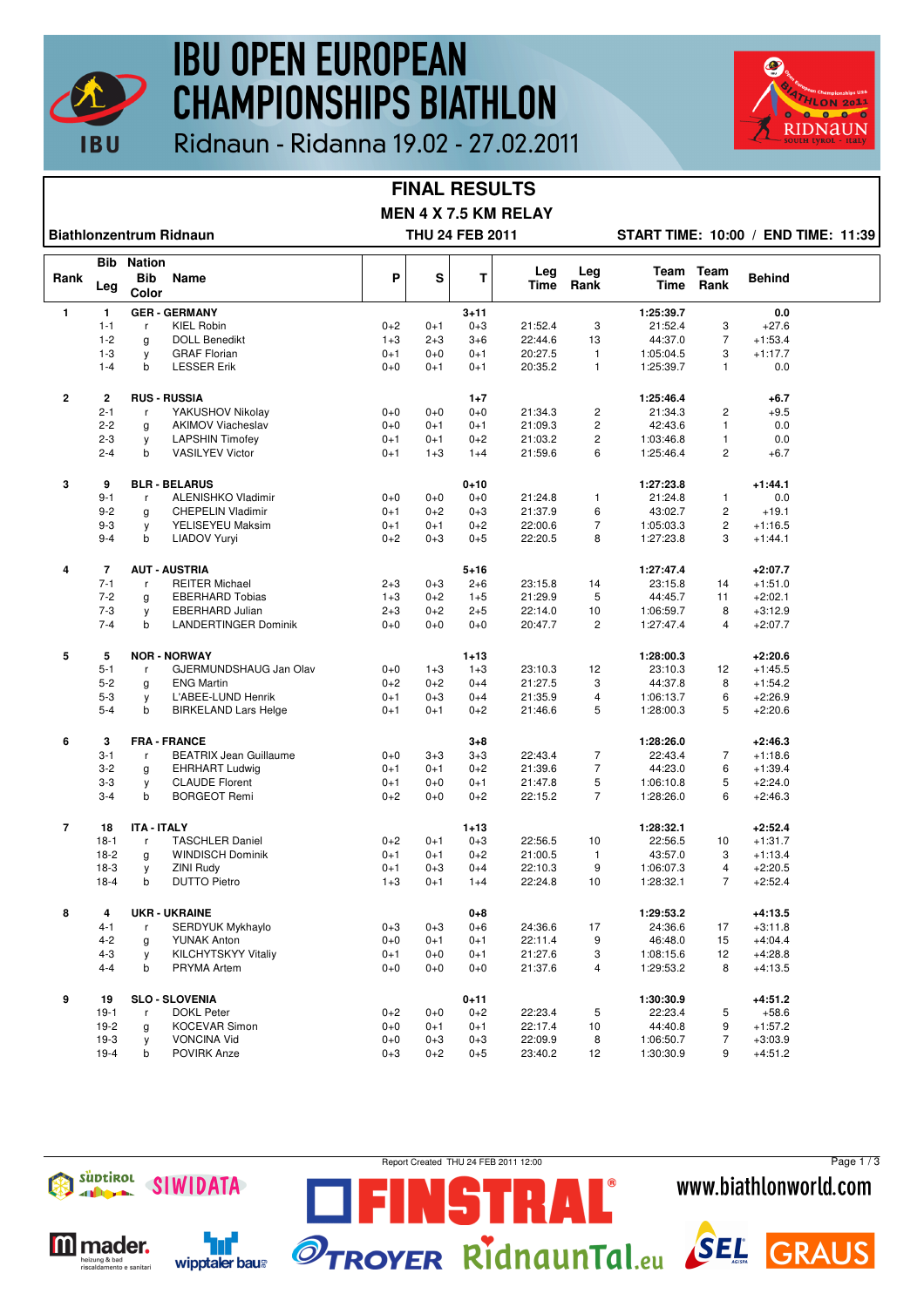# IBU OPEN EUROPEAN CHAMPIONSHIPS BIATHLON

Ridnaun - Ridanna 19.02 - 27.02.2011

## FINAL RESULTS

### MEN 4 X 7.5 KM RELAY

Biathlonzentrum Ridnaun — THU 24 FEB 2011 — START TIME: 10:00 / END TIME: 11:39

| Rank | Bib Leg | Nation Bib Color | Name | P | S | T | Leg Time | Leg Rank | Team Time | Team Rank | Behind |
|---|---|---|---|---|---|---|---|---|---|---|---|
| 1 | 1 | GER - GERMANY | | | | 3+11 | | | 1:25:39.7 | | 0.0 |
| | 1-1 | r | KIEL Robin | 0+2 | 0+1 | 0+3 | 21:52.4 | 3 | 21:52.4 | 3 | +27.6 |
| | 1-2 | g | DOLL Benedikt | 1+3 | 2+3 | 3+6 | 22:44.6 | 13 | 44:37.0 | 7 | +1:53.4 |
| | 1-3 | y | GRAF Florian | 0+1 | 0+0 | 0+1 | 20:27.5 | 1 | 1:05:04.5 | 3 | +1:17.7 |
| | 1-4 | b | LESSER Erik | 0+0 | 0+1 | 0+1 | 20:35.2 | 1 | 1:25:39.7 | 1 | 0.0 |
| 2 | 2 | RUS - RUSSIA | | | | 1+7 | | | 1:25:46.4 | | +6.7 |
| | 2-1 | r | YAKUSHOV Nikolay | 0+0 | 0+0 | 0+0 | 21:34.3 | 2 | 21:34.3 | 2 | +9.5 |
| | 2-2 | g | AKIMOV Viacheslav | 0+0 | 0+1 | 0+1 | 21:09.3 | 2 | 42:43.6 | 1 | 0.0 |
| | 2-3 | y | LAPSHIN Timofey | 0+1 | 0+1 | 0+2 | 21:03.2 | 2 | 1:03:46.8 | 1 | 0.0 |
| | 2-4 | b | VASILYEV Victor | 0+1 | 1+3 | 1+4 | 21:59.6 | 6 | 1:25:46.4 | 2 | +6.7 |
| 3 | 9 | BLR - BELARUS | | | | 0+10 | | | 1:27:23.8 | | +1:44.1 |
| | 9-1 | r | ALENISHKO Vladimir | 0+0 | 0+0 | 0+0 | 21:24.8 | 1 | 21:24.8 | 1 | 0.0 |
| | 9-2 | g | CHEPELIN Vladimir | 0+1 | 0+2 | 0+3 | 21:37.9 | 6 | 43:02.7 | 2 | +19.1 |
| | 9-3 | y | YELISEYEU Maksim | 0+1 | 0+1 | 0+2 | 22:00.6 | 7 | 1:05:03.3 | 2 | +1:16.5 |
| | 9-4 | b | LIADOV Yuryi | 0+2 | 0+3 | 0+5 | 22:20.5 | 8 | 1:27:23.8 | 3 | +1:44.1 |
| 4 | 7 | AUT - AUSTRIA | | | | 5+16 | | | 1:27:47.4 | | +2:07.7 |
| | 7-1 | r | REITER Michael | 2+3 | 0+3 | 2+6 | 23:15.8 | 14 | 23:15.8 | 14 | +1:51.0 |
| | 7-2 | g | EBERHARD Tobias | 1+3 | 0+2 | 1+5 | 21:29.9 | 5 | 44:45.7 | 11 | +2:02.1 |
| | 7-3 | y | EBERHARD Julian | 2+3 | 0+2 | 2+5 | 22:14.0 | 10 | 1:06:59.7 | 8 | +3:12.9 |
| | 7-4 | b | LANDERTINGER Dominik | 0+0 | 0+0 | 0+0 | 20:47.7 | 2 | 1:27:47.4 | 4 | +2:07.7 |
| 5 | 5 | NOR - NORWAY | | | | 1+13 | | | 1:28:00.3 | | +2:20.6 |
| | 5-1 | r | GJERMUNDSHAUG Jan Olav | 0+0 | 1+3 | 1+3 | 23:10.3 | 12 | 23:10.3 | 12 | +1:45.5 |
| | 5-2 | g | ENG Martin | 0+2 | 0+2 | 0+4 | 21:27.5 | 3 | 44:37.8 | 8 | +1:54.2 |
| | 5-3 | y | L'ABEE-LUND Henrik | 0+1 | 0+3 | 0+4 | 21:35.9 | 4 | 1:06:13.7 | 6 | +2:26.9 |
| | 5-4 | b | BIRKELAND Lars Helge | 0+1 | 0+1 | 0+2 | 21:46.6 | 5 | 1:28:00.3 | 5 | +2:20.6 |
| 6 | 3 | FRA - FRANCE | | | | 3+8 | | | 1:28:26.0 | | +2:46.3 |
| | 3-1 | r | BEATRIX Jean Guillaume | 0+0 | 3+3 | 3+3 | 22:43.4 | 7 | 22:43.4 | 7 | +1:18.6 |
| | 3-2 | g | EHRHART Ludwig | 0+1 | 0+1 | 0+2 | 21:39.6 | 7 | 44:23.0 | 6 | +1:39.4 |
| | 3-3 | y | CLAUDE Florent | 0+1 | 0+0 | 0+1 | 21:47.8 | 5 | 1:06:10.8 | 5 | +2:24.0 |
| | 3-4 | b | BORGEOT Remi | 0+2 | 0+0 | 0+2 | 22:15.2 | 7 | 1:28:26.0 | 6 | +2:46.3 |
| 7 | 18 | ITA - ITALY | | | | 1+13 | | | 1:28:32.1 | | +2:52.4 |
| | 18-1 | r | TASCHLER Daniel | 0+2 | 0+1 | 0+3 | 22:56.5 | 10 | 22:56.5 | 10 | +1:31.7 |
| | 18-2 | g | WINDISCH Dominik | 0+1 | 0+1 | 0+2 | 21:00.5 | 1 | 43:57.0 | 3 | +1:13.4 |
| | 18-3 | y | ZINI Rudy | 0+1 | 0+3 | 0+4 | 22:10.3 | 9 | 1:06:07.3 | 4 | +2:20.5 |
| | 18-4 | b | DUTTO Pietro | 1+3 | 0+1 | 1+4 | 22:24.8 | 10 | 1:28:32.1 | 7 | +2:52.4 |
| 8 | 4 | UKR - UKRAINE | | | | 0+8 | | | 1:29:53.2 | | +4:13.5 |
| | 4-1 | r | SERDYUK Mykhaylo | 0+3 | 0+3 | 0+6 | 24:36.6 | 17 | 24:36.6 | 17 | +3:11.8 |
| | 4-2 | g | YUNAK Anton | 0+0 | 0+1 | 0+1 | 22:11.4 | 9 | 46:48.0 | 15 | +4:04.4 |
| | 4-3 | y | KILCHYTSKYY Vitaliy | 0+1 | 0+0 | 0+1 | 21:27.6 | 3 | 1:08:15.6 | 12 | +4:28.8 |
| | 4-4 | b | PRYMA Artem | 0+0 | 0+0 | 0+0 | 21:37.6 | 4 | 1:29:53.2 | 8 | +4:13.5 |
| 9 | 19 | SLO - SLOVENIA | | | | 0+11 | | | 1:30:30.9 | | +4:51.2 |
| | 19-1 | r | DOKL Peter | 0+2 | 0+0 | 0+2 | 22:23.4 | 5 | 22:23.4 | 5 | +58.6 |
| | 19-2 | g | KOCEVAR Simon | 0+0 | 0+1 | 0+1 | 22:17.4 | 10 | 44:40.8 | 9 | +1:57.2 |
| | 19-3 | y | VONCINA Vid | 0+0 | 0+3 | 0+3 | 22:09.9 | 8 | 1:06:50.7 | 7 | +3:03.9 |
| | 19-4 | b | POVIRK Anze | 0+3 | 0+2 | 0+5 | 23:40.2 | 12 | 1:30:30.9 | 9 | +4:51.2 |

Report Created THU 24 FEB 2011 12:00

www.biathlonworld.com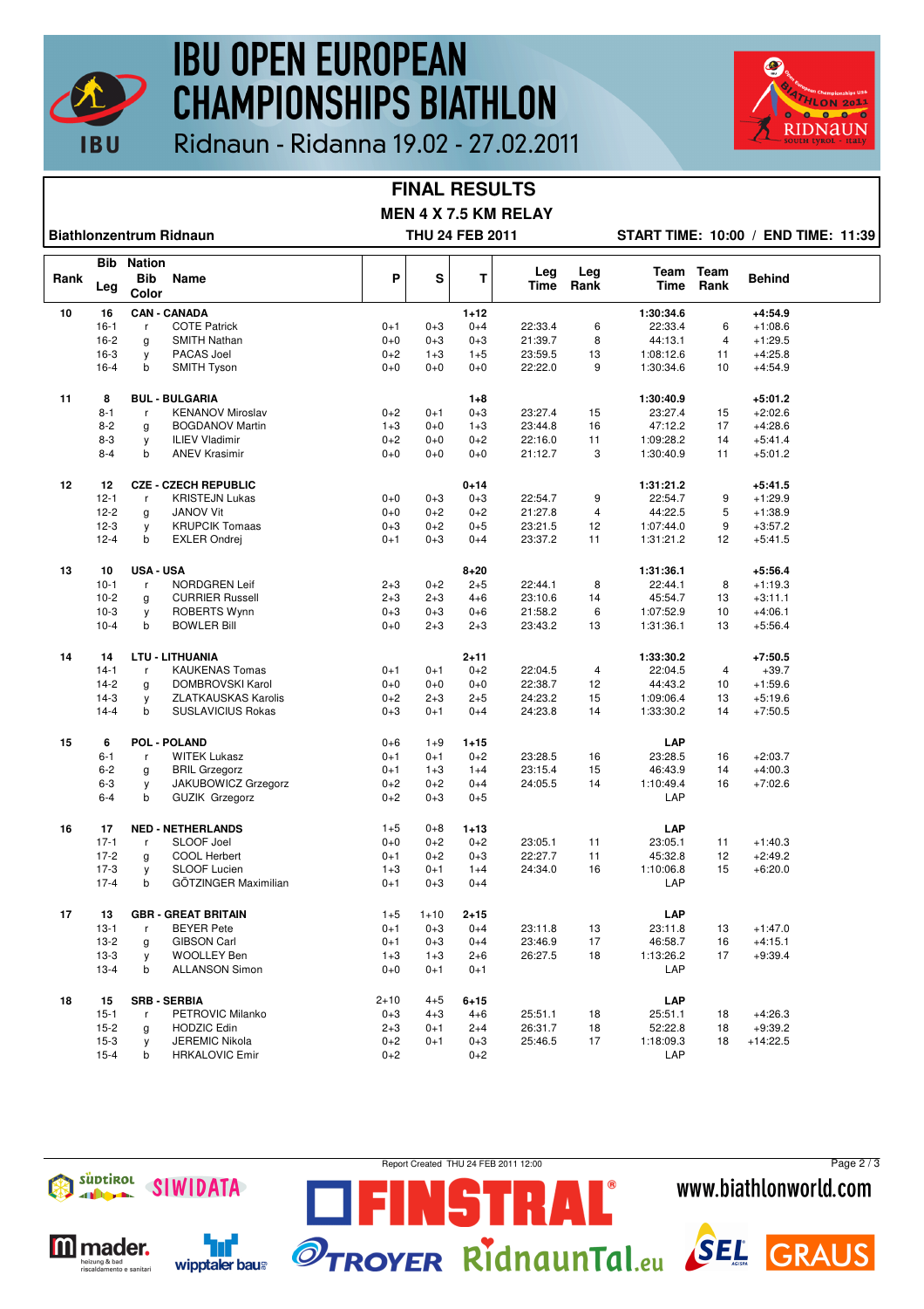# IBU OPEN EUROPEAN CHAMPIONSHIPS BIATHLON

Ridnaun - Ridanna 19.02 - 27.02.2011

## FINAL RESULTS

### MEN 4 X 7.5 KM RELAY

**Biathlonzentrum Ridnaun** — **THU 24 FEB 2011** — **START TIME: 10:00 / END TIME: 11:39**

| Rank | Bib / Leg | Nation / Bib Color | Name | P | S | T | Leg Time | Leg Rank | Team Time | Team Rank | Behind |
|---|---|---|---|---|---|---|---|---|---|---|---|
| **10** | **16** | **CAN - CANADA** | | | | **1+12** | | | **1:30:34.6** | | **+4:54.9** |
| | 16-1 | r | COTE Patrick | 0+1 | 0+3 | 0+4 | 22:33.4 | 6 | 22:33.4 | 6 | +1:08.6 |
| | 16-2 | g | SMITH Nathan | 0+0 | 0+3 | 0+3 | 21:39.7 | 8 | 44:13.1 | 4 | +1:29.5 |
| | 16-3 | y | PACAS Joel | 0+2 | 1+3 | 1+5 | 23:59.5 | 13 | 1:08:12.6 | 11 | +4:25.8 |
| | 16-4 | b | SMITH Tyson | 0+0 | 0+0 | 0+0 | 22:22.0 | 9 | 1:30:34.6 | 10 | +4:54.9 |
| **11** | **8** | **BUL - BULGARIA** | | | | **1+8** | | | **1:30:40.9** | | **+5:01.2** |
| | 8-1 | r | KENANOV Miroslav | 0+2 | 0+1 | 0+3 | 23:27.4 | 15 | 23:27.4 | 15 | +2:02.6 |
| | 8-2 | g | BOGDANOV Martin | 1+3 | 0+0 | 1+3 | 23:44.8 | 16 | 47:12.2 | 17 | +4:28.6 |
| | 8-3 | y | ILIEV Vladimir | 0+2 | 0+0 | 0+2 | 22:16.0 | 11 | 1:09:28.2 | 14 | +5:41.4 |
| | 8-4 | b | ANEV Krasimir | 0+0 | 0+0 | 0+0 | 21:12.7 | 3 | 1:30:40.9 | 11 | +5:01.2 |
| **12** | **12** | **CZE - CZECH REPUBLIC** | | | | **0+14** | | | **1:31:21.2** | | **+5:41.5** |
| | 12-1 | r | KRISTEJN Lukas | 0+0 | 0+3 | 0+3 | 22:54.7 | 9 | 22:54.7 | 9 | +1:29.9 |
| | 12-2 | g | JANOV Vit | 0+0 | 0+2 | 0+2 | 21:27.8 | 4 | 44:22.5 | 5 | +1:38.9 |
| | 12-3 | y | KRUPCIK Tomaas | 0+3 | 0+2 | 0+5 | 23:21.5 | 12 | 1:07:44.0 | 9 | +3:57.2 |
| | 12-4 | b | EXLER Ondrej | 0+1 | 0+3 | 0+4 | 23:37.2 | 11 | 1:31:21.2 | 12 | +5:41.5 |
| **13** | **10** | **USA - USA** | | | | **8+20** | | | **1:31:36.1** | | **+5:56.4** |
| | 10-1 | r | NORDGREN Leif | 2+3 | 0+2 | 2+5 | 22:44.1 | 8 | 22:44.1 | 8 | +1:19.3 |
| | 10-2 | g | CURRIER Russell | 2+3 | 2+3 | 4+6 | 23:10.6 | 14 | 45:54.7 | 13 | +3:11.1 |
| | 10-3 | y | ROBERTS Wynn | 0+3 | 0+3 | 0+6 | 21:58.2 | 6 | 1:07:52.9 | 10 | +4:06.1 |
| | 10-4 | b | BOWLER Bill | 0+0 | 2+3 | 2+3 | 23:43.2 | 13 | 1:31:36.1 | 13 | +5:56.4 |
| **14** | **14** | **LTU - LITHUANIA** | | | | **2+11** | | | **1:33:30.2** | | **+7:50.5** |
| | 14-1 | r | KAUKENAS Tomas | 0+1 | 0+1 | 0+2 | 22:04.5 | 4 | 22:04.5 | 4 | +39.7 |
| | 14-2 | g | DOMBROVSKI Karol | 0+0 | 0+0 | 0+0 | 22:38.7 | 12 | 44:43.2 | 10 | +1:59.6 |
| | 14-3 | y | ZLATKAUSKAS Karolis | 0+2 | 2+3 | 2+5 | 24:23.2 | 15 | 1:09:06.4 | 13 | +5:19.6 |
| | 14-4 | b | SUSLAVICIUS Rokas | 0+3 | 0+1 | 0+4 | 24:23.8 | 14 | 1:33:30.2 | 14 | +7:50.5 |
| **15** | **6** | **POL - POLAND** | | 0+6 | 1+9 | **1+15** | | | **LAP** | | |
| | 6-1 | r | WITEK Lukasz | 0+1 | 0+1 | 0+2 | 23:28.5 | 16 | 23:28.5 | 16 | +2:03.7 |
| | 6-2 | g | BRIL Grzegorz | 0+1 | 1+3 | 1+4 | 23:15.4 | 15 | 46:43.9 | 14 | +4:00.3 |
| | 6-3 | y | JAKUBOWICZ Grzegorz | 0+2 | 0+2 | 0+4 | 24:05.5 | 14 | 1:10:49.4 | 16 | +7:02.6 |
| | 6-4 | b | GUZIK Grzegorz | 0+2 | 0+3 | 0+5 | | | LAP | | |
| **16** | **17** | **NED - NETHERLANDS** | | 1+5 | 0+8 | **1+13** | | | **LAP** | | |
| | 17-1 | r | SLOOF Joel | 0+0 | 0+2 | 0+2 | 23:05.1 | 11 | 23:05.1 | 11 | +1:40.3 |
| | 17-2 | g | COOL Herbert | 0+1 | 0+2 | 0+3 | 22:27.7 | 11 | 45:32.8 | 12 | +2:49.2 |
| | 17-3 | y | SLOOF Lucien | 1+3 | 0+1 | 1+4 | 24:34.0 | 16 | 1:10:06.8 | 15 | +6:20.0 |
| | 17-4 | b | GÖTZINGER Maximilian | 0+1 | 0+3 | 0+4 | | | LAP | | |
| **17** | **13** | **GBR - GREAT BRITAIN** | | 1+5 | 1+10 | **2+15** | | | **LAP** | | |
| | 13-1 | r | BEYER Pete | 0+1 | 0+3 | 0+4 | 23:11.8 | 13 | 23:11.8 | 13 | +1:47.0 |
| | 13-2 | g | GIBSON Carl | 0+1 | 0+3 | 0+4 | 23:46.9 | 17 | 46:58.7 | 16 | +4:15.1 |
| | 13-3 | y | WOOLLEY Ben | 1+3 | 1+3 | 2+6 | 26:27.5 | 18 | 1:13:26.2 | 17 | +9:39.4 |
| | 13-4 | b | ALLANSON Simon | 0+0 | 0+1 | 0+1 | | | LAP | | |
| **18** | **15** | **SRB - SERBIA** | | 2+10 | 4+5 | **6+15** | | | **LAP** | | |
| | 15-1 | r | PETROVIC Milanko | 0+3 | 4+3 | 4+6 | 25:51.1 | 18 | 25:51.1 | 18 | +4:26.3 |
| | 15-2 | g | HODZIC Edin | 2+3 | 0+1 | 2+4 | 26:31.7 | 18 | 52:22.8 | 18 | +9:39.2 |
| | 15-3 | y | JEREMIC Nikola | 0+2 | 0+1 | 0+3 | 25:46.5 | 17 | 1:18:09.3 | 18 | +14:22.5 |
| | 15-4 | b | HRKALOVIC Emir | 0+2 | | 0+2 | | | LAP | | |

Report Created THU 24 FEB 2011 12:00

www.biathlonworld.com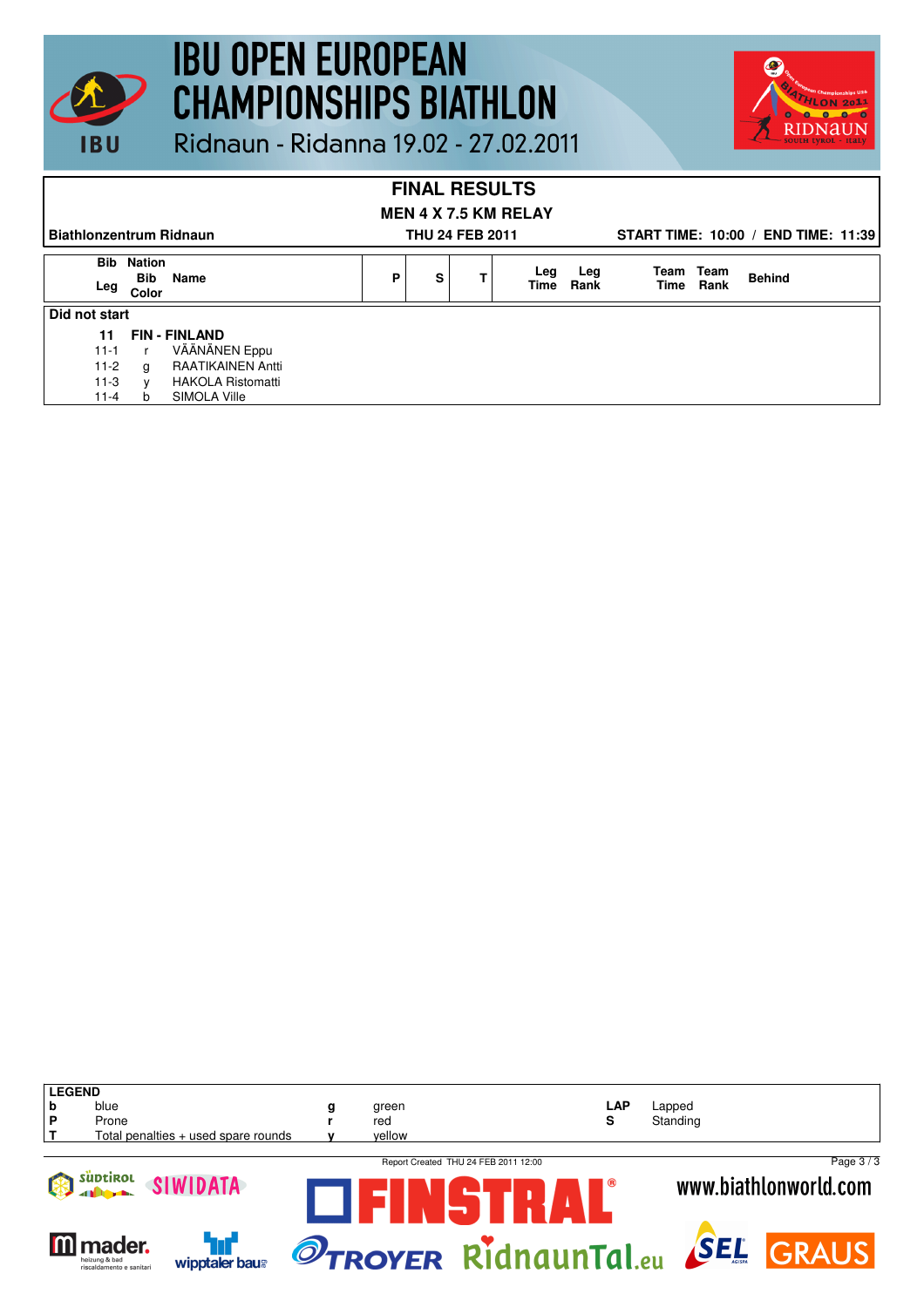# IBU OPEN EUROPEAN CHAMPIONSHIPS BIATHLON

Ridnaun - Ridanna 19.02 - 27.02.2011

## FINAL RESULTS

### MEN 4 X 7.5 KM RELAY

Biathlonzentrum Ridnaun — THU 24 FEB 2011 — START TIME: 10:00 / END TIME: 11:39

| Bib / Leg | Nation / Bib Color | Name | P | S | T | Leg Time | Leg Rank | Team Time | Team Rank | Behind |
|---|---|---|---|---|---|---|---|---|---|---|
| **Did not start** | | | | | | | | | | |
| **11** | **FIN - FINLAND** | | | | | | | | | |
| 11-1 | r | VÄÄNÄNEN Eppu | | | | | | | | |
| 11-2 | g | RAATIKAINEN Antti | | | | | | | | |
| 11-3 | y | HAKOLA Ristomatti | | | | | | | | |
| 11-4 | b | SIMOLA Ville | | | | | | | | |

**LEGEND**

| | | | | | |
|---|---|---|---|---|---|
| b | blue | g | green | LAP | Lapped |
| P | Prone | r | red | S | Standing |
| T | Total penalties + used spare rounds | y | yellow | | |

Report Created THU 24 FEB 2011 12:00

www.biathlonworld.com